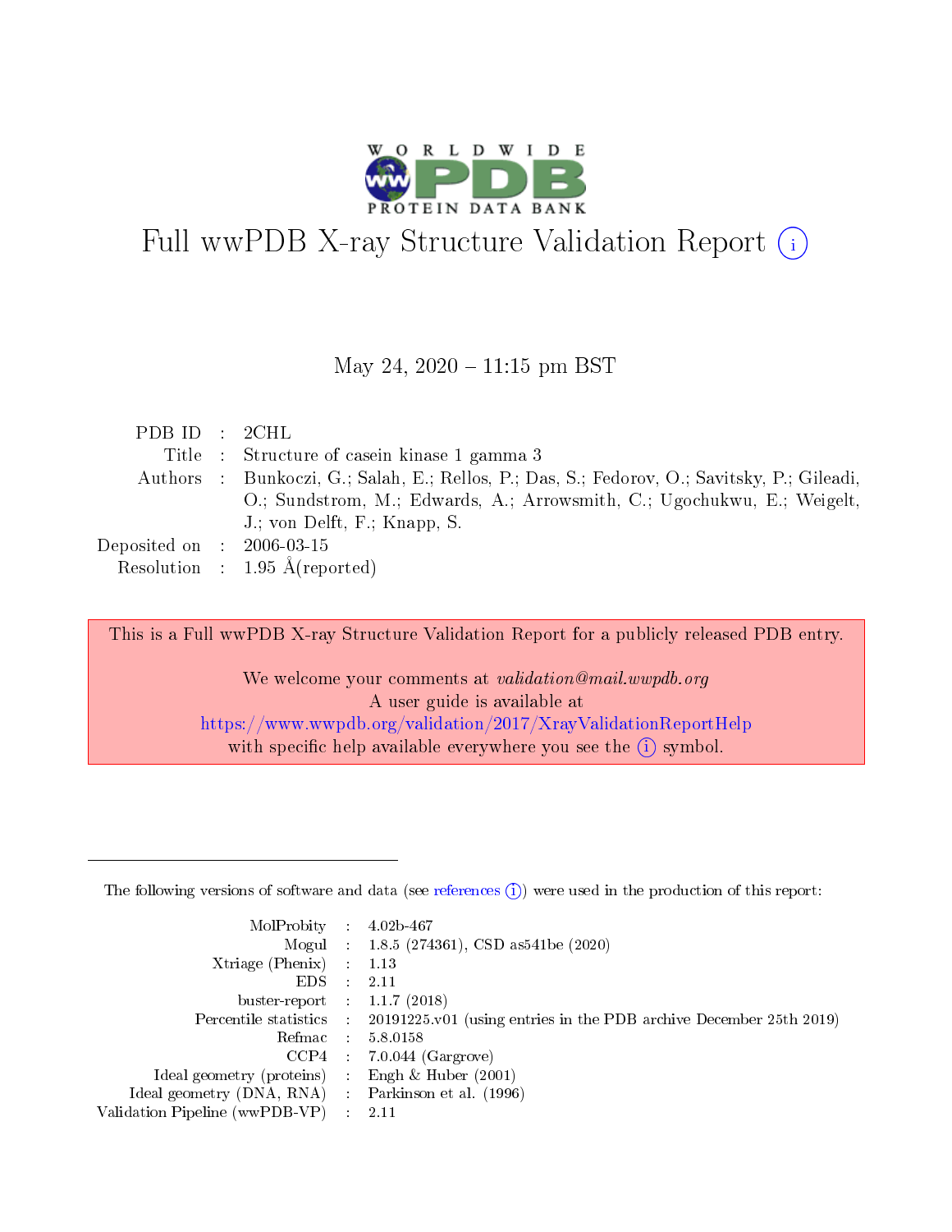# Full wwPDB X-ray Structure Validation Report (i)

May 24, 2020 – 11:15 pm BST

| | | |
|---|---|---|
| PDB ID | : | 2CHL |
| Title | : | Structure of casein kinase 1 gamma 3 |
| Authors | : | Bunkoczi, G.; Salah, E.; Rellos, P.; Das, S.; Fedorov, O.; Savitsky, P.; Gileadi, O.; Sundstrom, M.; Edwards, A.; Arrowsmith, C.; Ugochukwu, E.; Weigelt, J.; von Delft, F.; Knapp, S. |
| Deposited on | : | 2006-03-15 |
| Resolution | : | 1.95 Å(reported) |

This is a Full wwPDB X-ray Structure Validation Report for a publicly released PDB entry.

We welcome your comments at *validation@mail.wwpdb.org*
A user guide is available at
https://www.wwpdb.org/validation/2017/XrayValidationReportHelp
with specific help available everywhere you see the (i) symbol.

---

The following versions of software and data (see references (i)) were used in the production of this report:

| | | |
|---|---|---|
| MolProbity | : | 4.02b-467 |
| Mogul | : | 1.8.5 (274361), CSD as541be (2020) |
| Xtriage (Phenix) | : | 1.13 |
| EDS | : | 2.11 |
| buster-report | : | 1.1.7 (2018) |
| Percentile statistics | : | 20191225.v01 (using entries in the PDB archive December 25th 2019) |
| Refmac | : | 5.8.0158 |
| CCP4 | : | 7.0.044 (Gargrove) |
| Ideal geometry (proteins) | : | Engh & Huber (2001) |
| Ideal geometry (DNA, RNA) | : | Parkinson et al. (1996) |
| Validation Pipeline (wwPDB-VP) | : | 2.11 |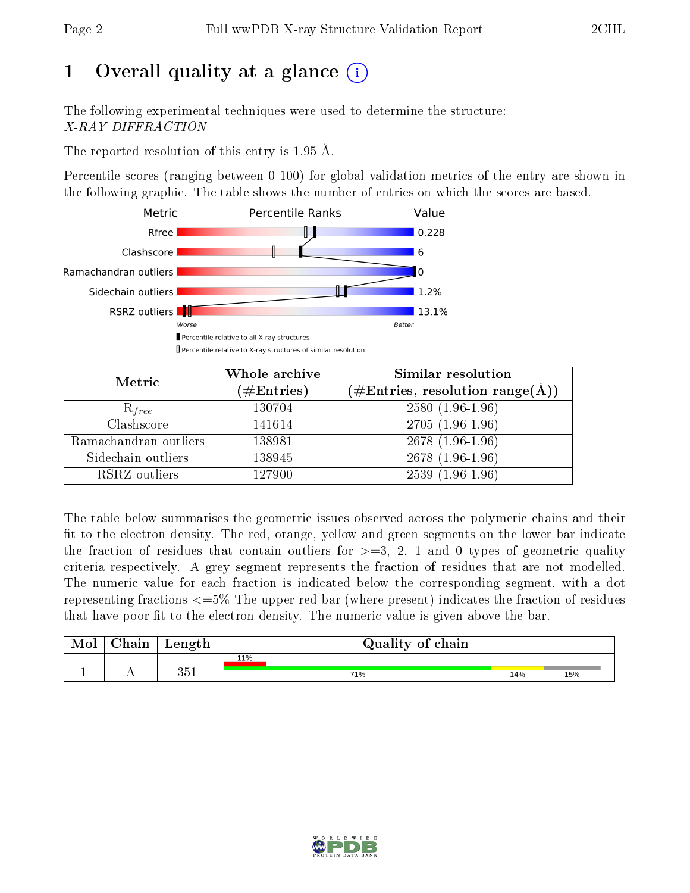# 1 Overall quality at a glance

The following experimental techniques were used to determine the structure:
*X-RAY DIFFRACTION*

The reported resolution of this entry is 1.95 Å.

Percentile scores (ranging between 0-100) for global validation metrics of the entry are shown in the following graphic. The table shows the number of entries on which the scores are based.

| Metric | Value |
|---|---|
| Rfree | 0.228 |
| Clashscore | 6 |
| Ramachandran outliers | 0 |
| Sidechain outliers | 1.2% |
| RSRZ outliers | 13.1% |

Worse — Better

▮ Percentile relative to all X-ray structures
▯ Percentile relative to X-ray structures of similar resolution

| Metric | Whole archive (#Entries) | Similar resolution (#Entries, resolution range(Å)) |
|---|---|---|
| $R_{free}$ | 130704 | 2580 (1.96-1.96) |
| Clashscore | 141614 | 2705 (1.96-1.96) |
| Ramachandran outliers | 138981 | 2678 (1.96-1.96) |
| Sidechain outliers | 138945 | 2678 (1.96-1.96) |
| RSRZ outliers | 127900 | 2539 (1.96-1.96) |

The table below summarises the geometric issues observed across the polymeric chains and their fit to the electron density. The red, orange, yellow and green segments on the lower bar indicate the fraction of residues that contain outliers for >=3, 2, 1 and 0 types of geometric quality criteria respectively. A grey segment represents the fraction of residues that are not modelled. The numeric value for each fraction is indicated below the corresponding segment, with a dot representing fractions <=5% The upper red bar (where present) indicates the fraction of residues that have poor fit to the electron density. The numeric value is given above the bar.

| Mol | Chain | Length | Quality of chain |
|---|---|---|---|
| 1 | A | 351 | 11% (poor fit); 71% green, 14% yellow, 15% grey |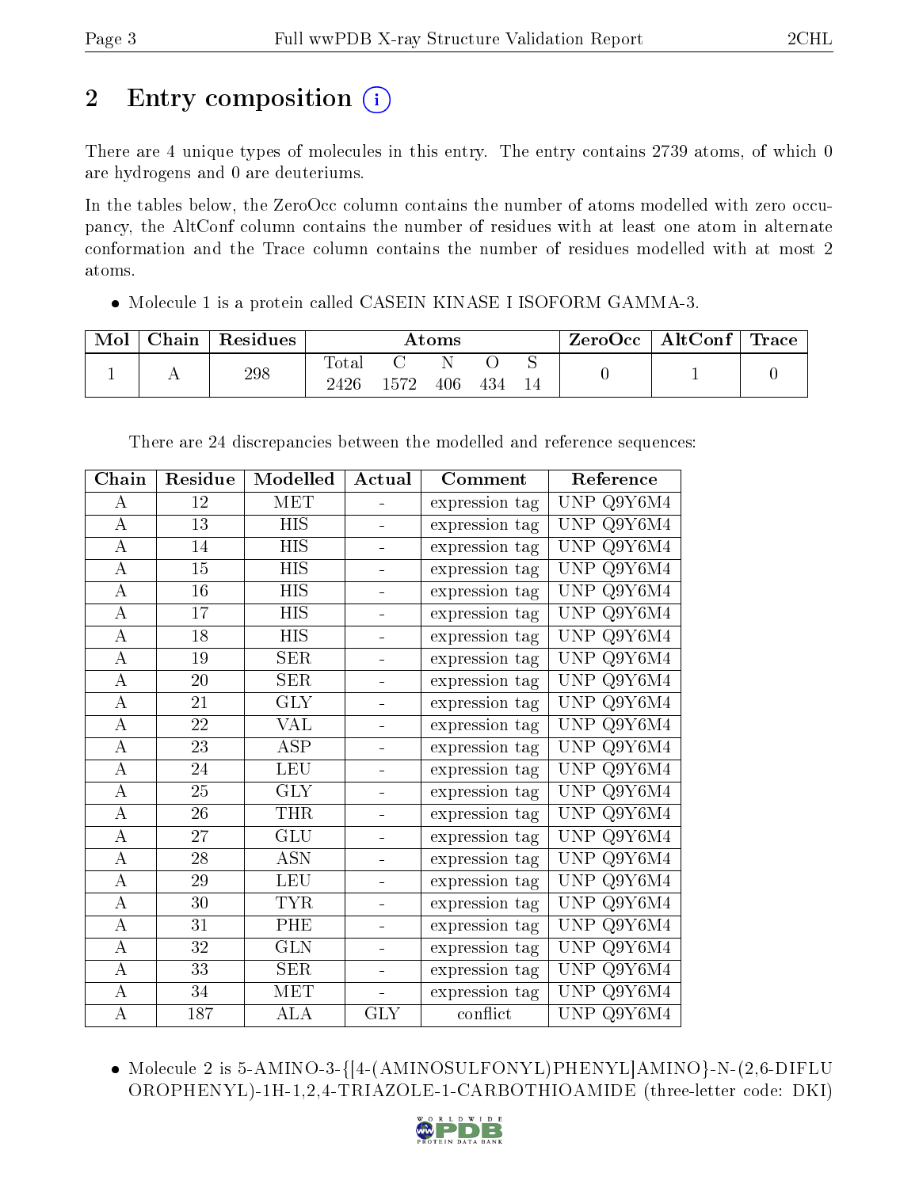## 2 Entry composition

There are 4 unique types of molecules in this entry. The entry contains 2739 atoms, of which 0 are hydrogens and 0 are deuteriums.

In the tables below, the ZeroOcc column contains the number of atoms modelled with zero occupancy, the AltConf column contains the number of residues with at least one atom in alternate conformation and the Trace column contains the number of residues modelled with at most 2 atoms.

- Molecule 1 is a protein called CASEIN KINASE I ISOFORM GAMMA-3.

| Mol | Chain | Residues | Atoms | | | | | ZeroOcc | AltConf | Trace |
|---|---|---|---|---|---|---|---|---|---|---|
| 1 | A | 298 | Total 2426 | C 1572 | N 406 | O 434 | S 14 | 0 | 1 | 0 |

There are 24 discrepancies between the modelled and reference sequences:

| Chain | Residue | Modelled | Actual | Comment | Reference |
|---|---|---|---|---|---|
| A | 12 | MET | - | expression tag | UNP Q9Y6M4 |
| A | 13 | HIS | - | expression tag | UNP Q9Y6M4 |
| A | 14 | HIS | - | expression tag | UNP Q9Y6M4 |
| A | 15 | HIS | - | expression tag | UNP Q9Y6M4 |
| A | 16 | HIS | - | expression tag | UNP Q9Y6M4 |
| A | 17 | HIS | - | expression tag | UNP Q9Y6M4 |
| A | 18 | HIS | - | expression tag | UNP Q9Y6M4 |
| A | 19 | SER | - | expression tag | UNP Q9Y6M4 |
| A | 20 | SER | - | expression tag | UNP Q9Y6M4 |
| A | 21 | GLY | - | expression tag | UNP Q9Y6M4 |
| A | 22 | VAL | - | expression tag | UNP Q9Y6M4 |
| A | 23 | ASP | - | expression tag | UNP Q9Y6M4 |
| A | 24 | LEU | - | expression tag | UNP Q9Y6M4 |
| A | 25 | GLY | - | expression tag | UNP Q9Y6M4 |
| A | 26 | THR | - | expression tag | UNP Q9Y6M4 |
| A | 27 | GLU | - | expression tag | UNP Q9Y6M4 |
| A | 28 | ASN | - | expression tag | UNP Q9Y6M4 |
| A | 29 | LEU | - | expression tag | UNP Q9Y6M4 |
| A | 30 | TYR | - | expression tag | UNP Q9Y6M4 |
| A | 31 | PHE | - | expression tag | UNP Q9Y6M4 |
| A | 32 | GLN | - | expression tag | UNP Q9Y6M4 |
| A | 33 | SER | - | expression tag | UNP Q9Y6M4 |
| A | 34 | MET | - | expression tag | UNP Q9Y6M4 |
| A | 187 | ALA | GLY | conflict | UNP Q9Y6M4 |

- Molecule 2 is 5-AMINO-3-{[4-(AMINOSULFONYL)PHENYL]AMINO}-N-(2,6-DIFLUOROPHENYL)-1H-1,2,4-TRIAZOLE-1-CARBOTHIOAMIDE (three-letter code: DKI)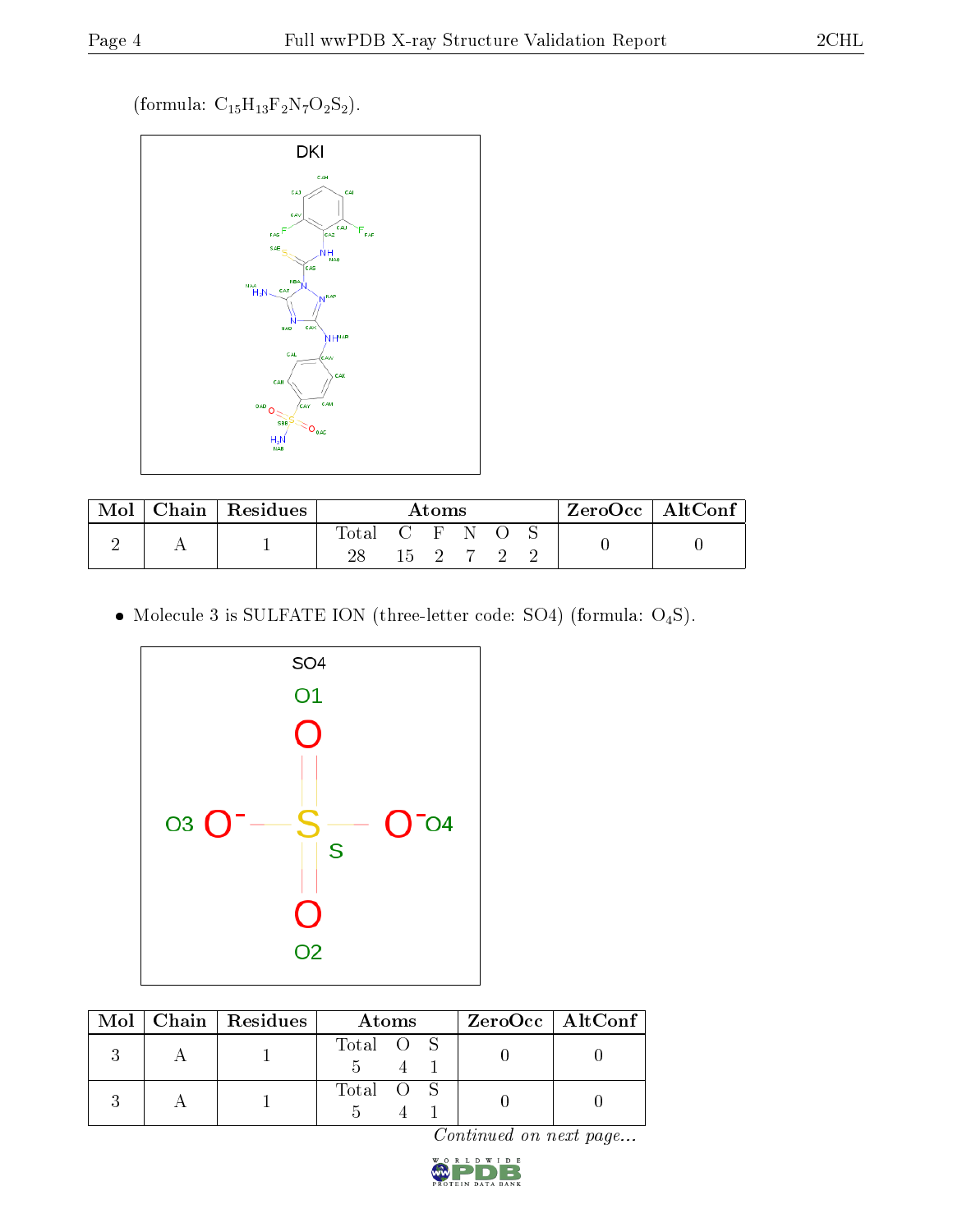(formula: $C_{15}H_{13}F_2N_7O_2S_2$).

| Mol | Chain | Residues | Atoms | | | | | | ZeroOcc | AltConf |
|---|---|---|---|---|---|---|---|---|---|---|
| | | | Total | C | F | N | O | S | | |
| 2 | A | 1 | 28 | 15 | 2 | 7 | 2 | 2 | 0 | 0 |

- Molecule 3 is SULFATE ION (three-letter code: SO4) (formula: $O_4S$).

| Mol | Chain | Residues | Atoms | | | ZeroOcc | AltConf |
|---|---|---|---|---|---|---|---|
| | | | Total | O | S | | |
| 3 | A | 1 | 5 | 4 | 1 | 0 | 0 |
| 3 | A | 1 | 5 | 4 | 1 | 0 | 0 |

*Continued on next page...*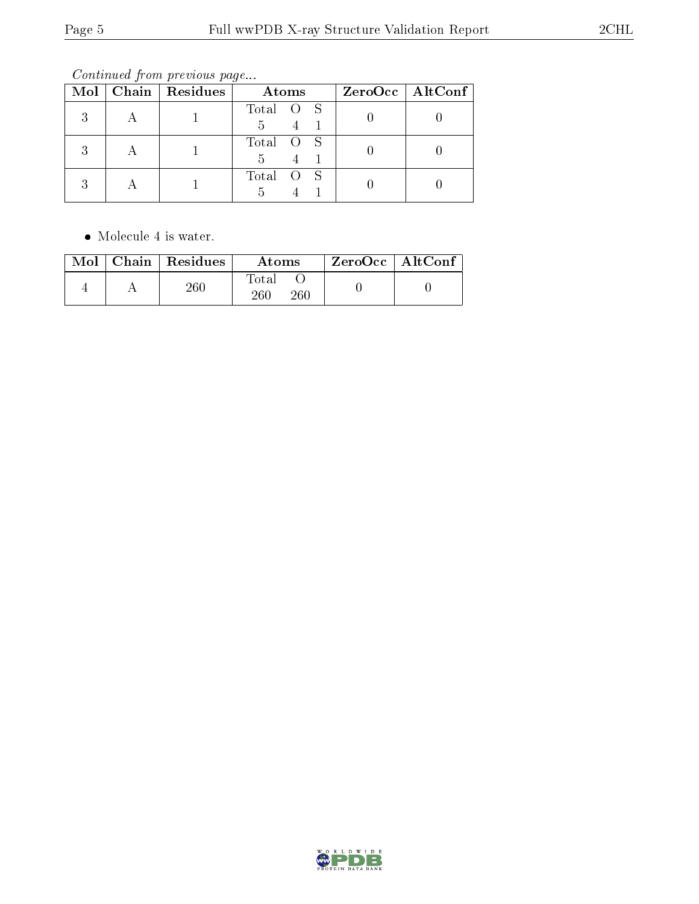*Continued from previous page...*

| Mol | Chain | Residues | Atoms | ZeroOcc | AltConf |
|---|---|---|---|---|---|
| 3 | A | 1 | Total O S<br>5 4 1 | 0 | 0 |
| 3 | A | 1 | Total O S<br>5 4 1 | 0 | 0 |
| 3 | A | 1 | Total O S<br>5 4 1 | 0 | 0 |

- Molecule 4 is water.

| Mol | Chain | Residues | Atoms | ZeroOcc | AltConf |
|---|---|---|---|---|---|
| 4 | A | 260 | Total O<br>260 260 | 0 | 0 |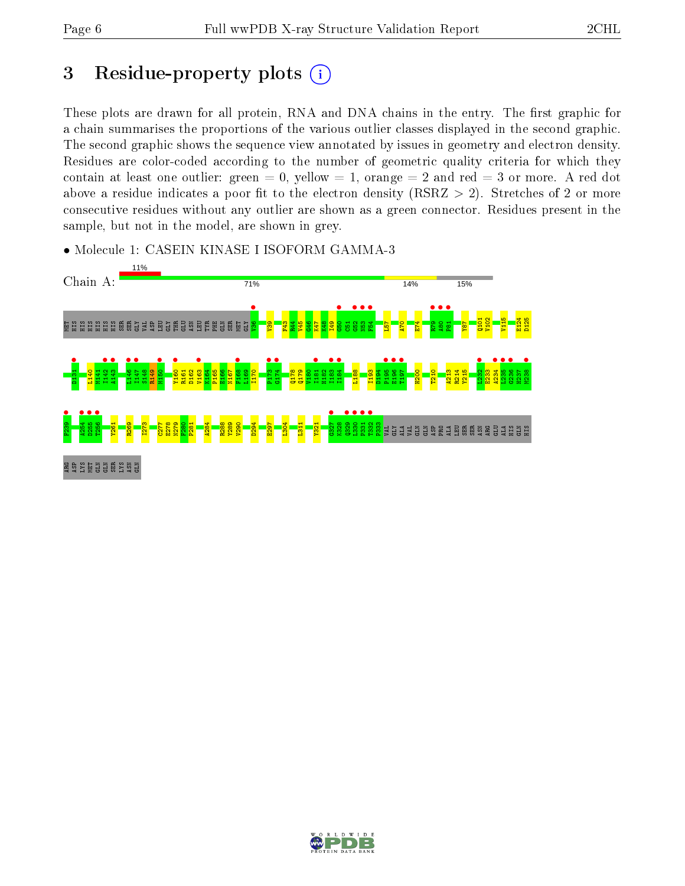# 3 Residue-property plots

These plots are drawn for all protein, RNA and DNA chains in the entry. The first graphic for a chain summarises the proportions of the various outlier classes displayed in the second graphic. The second graphic shows the sequence view annotated by issues in geometry and electron density. Residues are color-coded according to the number of geometric quality criteria for which they contain at least one outlier: green = 0, yellow = 1, orange = 2 and red = 3 or more. A red dot above a residue indicates a poor fit to the electron density (RSRZ > 2). Stretches of 2 or more consecutive residues without any outlier are shown as a green connector. Residues present in the sample, but not in the model, are shown in grey.

- Molecule 1: CASEIN KINASE I ISOFORM GAMMA-3

Chain A: 11% | 71% | 14% | 15%

MET HIS HIS HIS HIS HIS HIS SER SER GLY VAL ASP LEU GLY THR GLU ASN LEU TYR PHE GLN SER MET GLY V36 V39 F43 R44 V45 G46 K47 K48 I49 G50 G51 G52 N53 F54 L57 A70 E74 R79 A80 P81 Y87 Q101 V102 V115 E124 D125 D131 L140 M141 I142 A143 L146 I147 S148 R149 M150 Y160 R161 D162 V163 M164 P165 E166 N167 F168 L169 I170 P173 G174 Q178 Q179 V180 I181 H182 I183 I184 L188 I193 D194 P195 E196 T197 H200 T210 A213 R214 V215 L232 E233 A234 L235 G236 H237 M238 F239 A254 D255 T256 Y261 R269 I273 C277 E278 N279 F280 P281 A284 R288 Y289 V290 D294 E297 L304 L311 Y321 G327 K328 Q329 L330 F331 T332 P333 VAL GLY ALA VAL GLN GLN ASP PRO ALA LEU SER SER ASN ARG GLU ALA HIS GLN HIS ARG ASP LYS MET GLN GLN SER LYS ASN GLN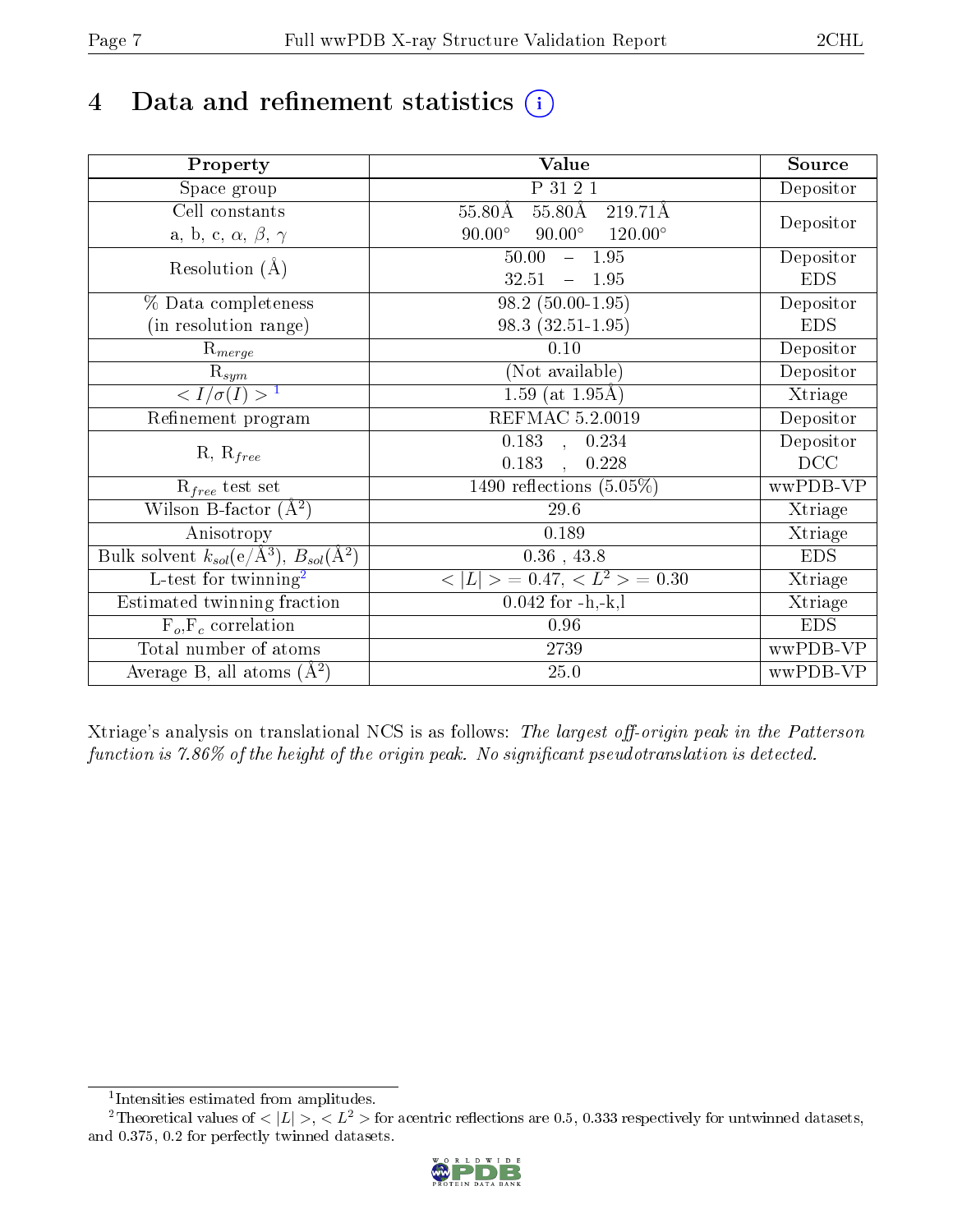# 4 Data and refinement statistics

| Property | Value | Source |
|---|---|---|
| Space group | P 31 2 1 | Depositor |
| Cell constants<br>a, b, c, $\alpha$, $\beta$, $\gamma$ | 55.80Å 55.80Å 219.71Å<br>90.00° 90.00° 120.00° | Depositor |
| Resolution (Å) | 50.00 – 1.95<br>32.51 – 1.95 | Depositor<br>EDS |
| % Data completeness<br>(in resolution range) | 98.2 (50.00-1.95)<br>98.3 (32.51-1.95) | Depositor<br>EDS |
| $R_{merge}$ | 0.10 | Depositor |
| $R_{sym}$ | (Not available) | Depositor |
| $< I/\sigma(I) >$ [1] | 1.59 (at 1.95Å) | Xtriage |
| Refinement program | REFMAC 5.2.0019 | Depositor |
| R, $R_{free}$ | 0.183 , 0.234<br>0.183 , 0.228 | Depositor<br>DCC |
| $R_{free}$ test set | 1490 reflections (5.05%) | wwPDB-VP |
| Wilson B-factor (Å$^2$) | 29.6 | Xtriage |
| Anisotropy | 0.189 | Xtriage |
| Bulk solvent $k_{sol}$(e/Å$^3$), $B_{sol}$(Å$^2$) | 0.36 , 43.8 | EDS |
| L-test for twinning[2] | $< \lvert L \rvert > = 0.47$, $< L^2 > = 0.30$ | Xtriage |
| Estimated twinning fraction | 0.042 for -h,-k,l | Xtriage |
| $F_o$,$F_c$ correlation | 0.96 | EDS |
| Total number of atoms | 2739 | wwPDB-VP |
| Average B, all atoms (Å$^2$) | 25.0 | wwPDB-VP |

Xtriage's analysis on translational NCS is as follows: *The largest off-origin peak in the Patterson function is 7.86% of the height of the origin peak. No significant pseudotranslation is detected.*

[1] Intensities estimated from amplitudes.

[2] Theoretical values of $< \lvert L \rvert >$, $< L^2 >$ for acentric reflections are 0.5, 0.333 respectively for untwinned datasets, and 0.375, 0.2 for perfectly twinned datasets.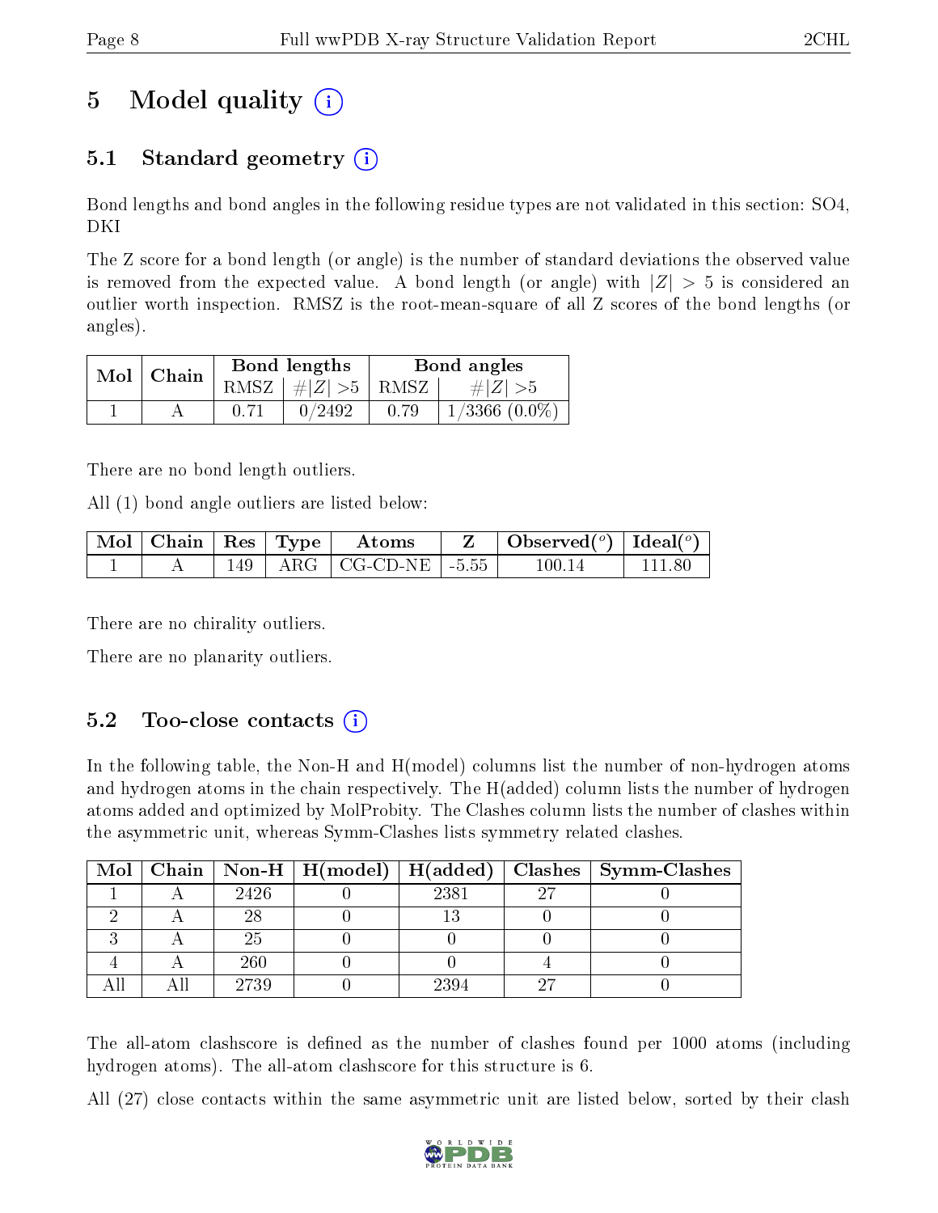# 5 Model quality (i)

## 5.1 Standard geometry (i)

Bond lengths and bond angles in the following residue types are not validated in this section: SO4, DKI

The Z score for a bond length (or angle) is the number of standard deviations the observed value is removed from the expected value. A bond length (or angle) with $|Z| > 5$ is considered an outlier worth inspection. RMSZ is the root-mean-square of all Z scores of the bond lengths (or angles).

| Mol | Chain | Bond lengths | | Bond angles | |
|---|---|---|---|---|---|
| | | RMSZ | $\#\|Z\| > 5$ | RMSZ | $\#\|Z\| > 5$ |
| 1 | A | 0.71 | 0/2492 | 0.79 | 1/3366 (0.0%) |

There are no bond length outliers.

All (1) bond angle outliers are listed below:

| Mol | Chain | Res | Type | Atoms | Z | Observed($^o$) | Ideal($^o$) |
|---|---|---|---|---|---|---|---|
| 1 | A | 149 | ARG | CG-CD-NE | -5.55 | 100.14 | 111.80 |

There are no chirality outliers.

There are no planarity outliers.

## 5.2 Too-close contacts (i)

In the following table, the Non-H and H(model) columns list the number of non-hydrogen atoms and hydrogen atoms in the chain respectively. The H(added) column lists the number of hydrogen atoms added and optimized by MolProbity. The Clashes column lists the number of clashes within the asymmetric unit, whereas Symm-Clashes lists symmetry related clashes.

| Mol | Chain | Non-H | H(model) | H(added) | Clashes | Symm-Clashes |
|---|---|---|---|---|---|---|
| 1 | A | 2426 | 0 | 2381 | 27 | 0 |
| 2 | A | 28 | 0 | 13 | 0 | 0 |
| 3 | A | 25 | 0 | 0 | 0 | 0 |
| 4 | A | 260 | 0 | 0 | 4 | 0 |
| All | All | 2739 | 0 | 2394 | 27 | 0 |

The all-atom clashscore is defined as the number of clashes found per 1000 atoms (including hydrogen atoms). The all-atom clashscore for this structure is 6.

All (27) close contacts within the same asymmetric unit are listed below, sorted by their clash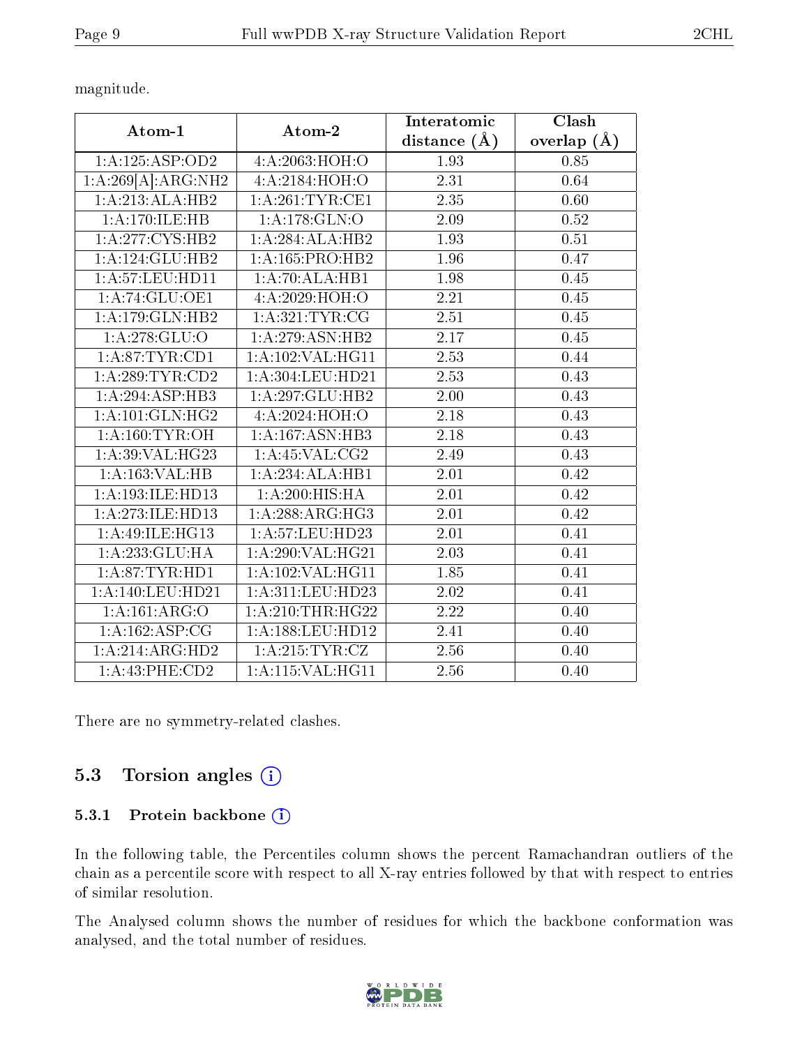magnitude.

| Atom-1 | Atom-2 | Interatomic distance (Å) | Clash overlap (Å) |
|---|---|---|---|
| 1:A:125:ASP:OD2 | 4:A:2063:HOH:O | 1.93 | 0.85 |
| 1:A:269[A]:ARG:NH2 | 4:A:2184:HOH:O | 2.31 | 0.64 |
| 1:A:213:ALA:HB2 | 1:A:261:TYR:CE1 | 2.35 | 0.60 |
| 1:A:170:ILE:HB | 1:A:178:GLN:O | 2.09 | 0.52 |
| 1:A:277:CYS:HB2 | 1:A:284:ALA:HB2 | 1.93 | 0.51 |
| 1:A:124:GLU:HB2 | 1:A:165:PRO:HB2 | 1.96 | 0.47 |
| 1:A:57:LEU:HD11 | 1:A:70:ALA:HB1 | 1.98 | 0.45 |
| 1:A:74:GLU:OE1 | 4:A:2029:HOH:O | 2.21 | 0.45 |
| 1:A:179:GLN:HB2 | 1:A:321:TYR:CG | 2.51 | 0.45 |
| 1:A:278:GLU:O | 1:A:279:ASN:HB2 | 2.17 | 0.45 |
| 1:A:87:TYR:CD1 | 1:A:102:VAL:HG11 | 2.53 | 0.44 |
| 1:A:289:TYR:CD2 | 1:A:304:LEU:HD21 | 2.53 | 0.43 |
| 1:A:294:ASP:HB3 | 1:A:297:GLU:HB2 | 2.00 | 0.43 |
| 1:A:101:GLN:HG2 | 4:A:2024:HOH:O | 2.18 | 0.43 |
| 1:A:160:TYR:OH | 1:A:167:ASN:HB3 | 2.18 | 0.43 |
| 1:A:39:VAL:HG23 | 1:A:45:VAL:CG2 | 2.49 | 0.43 |
| 1:A:163:VAL:HB | 1:A:234:ALA:HB1 | 2.01 | 0.42 |
| 1:A:193:ILE:HD13 | 1:A:200:HIS:HA | 2.01 | 0.42 |
| 1:A:273:ILE:HD13 | 1:A:288:ARG:HG3 | 2.01 | 0.42 |
| 1:A:49:ILE:HG13 | 1:A:57:LEU:HD23 | 2.01 | 0.41 |
| 1:A:233:GLU:HA | 1:A:290:VAL:HG21 | 2.03 | 0.41 |
| 1:A:87:TYR:HD1 | 1:A:102:VAL:HG11 | 1.85 | 0.41 |
| 1:A:140:LEU:HD21 | 1:A:311:LEU:HD23 | 2.02 | 0.41 |
| 1:A:161:ARG:O | 1:A:210:THR:HG22 | 2.22 | 0.40 |
| 1:A:162:ASP:CG | 1:A:188:LEU:HD12 | 2.41 | 0.40 |
| 1:A:214:ARG:HD2 | 1:A:215:TYR:CZ | 2.56 | 0.40 |
| 1:A:43:PHE:CD2 | 1:A:115:VAL:HG11 | 2.56 | 0.40 |

There are no symmetry-related clashes.

## 5.3 Torsion angles (i)

### 5.3.1 Protein backbone (i)

In the following table, the Percentiles column shows the percent Ramachandran outliers of the chain as a percentile score with respect to all X-ray entries followed by that with respect to entries of similar resolution.

The Analysed column shows the number of residues for which the backbone conformation was analysed, and the total number of residues.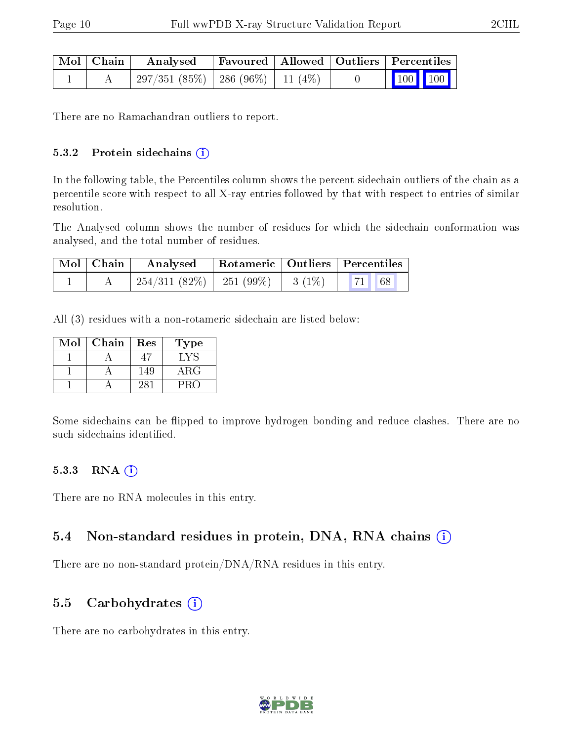| Mol | Chain | Analysed | Favoured | Allowed | Outliers | Percentiles | |
|---|---|---|---|---|---|---|---|
| 1 | A | 297/351 (85%) | 286 (96%) | 11 (4%) | 0 | 100 | 100 |

There are no Ramachandran outliers to report.

#### 5.3.2 Protein sidechains

In the following table, the Percentiles column shows the percent sidechain outliers of the chain as a percentile score with respect to all X-ray entries followed by that with respect to entries of similar resolution.

The Analysed column shows the number of residues for which the sidechain conformation was analysed, and the total number of residues.

| Mol | Chain | Analysed | Rotameric | Outliers | Percentiles | |
|---|---|---|---|---|---|---|
| 1 | A | 254/311 (82%) | 251 (99%) | 3 (1%) | 71 | 68 |

All (3) residues with a non-rotameric sidechain are listed below:

| Mol | Chain | Res | Type |
|---|---|---|---|
| 1 | A | 47 | LYS |
| 1 | A | 149 | ARG |
| 1 | A | 281 | PRO |

Some sidechains can be flipped to improve hydrogen bonding and reduce clashes. There are no such sidechains identified.

#### 5.3.3 RNA

There are no RNA molecules in this entry.

### 5.4 Non-standard residues in protein, DNA, RNA chains

There are no non-standard protein/DNA/RNA residues in this entry.

### 5.5 Carbohydrates

There are no carbohydrates in this entry.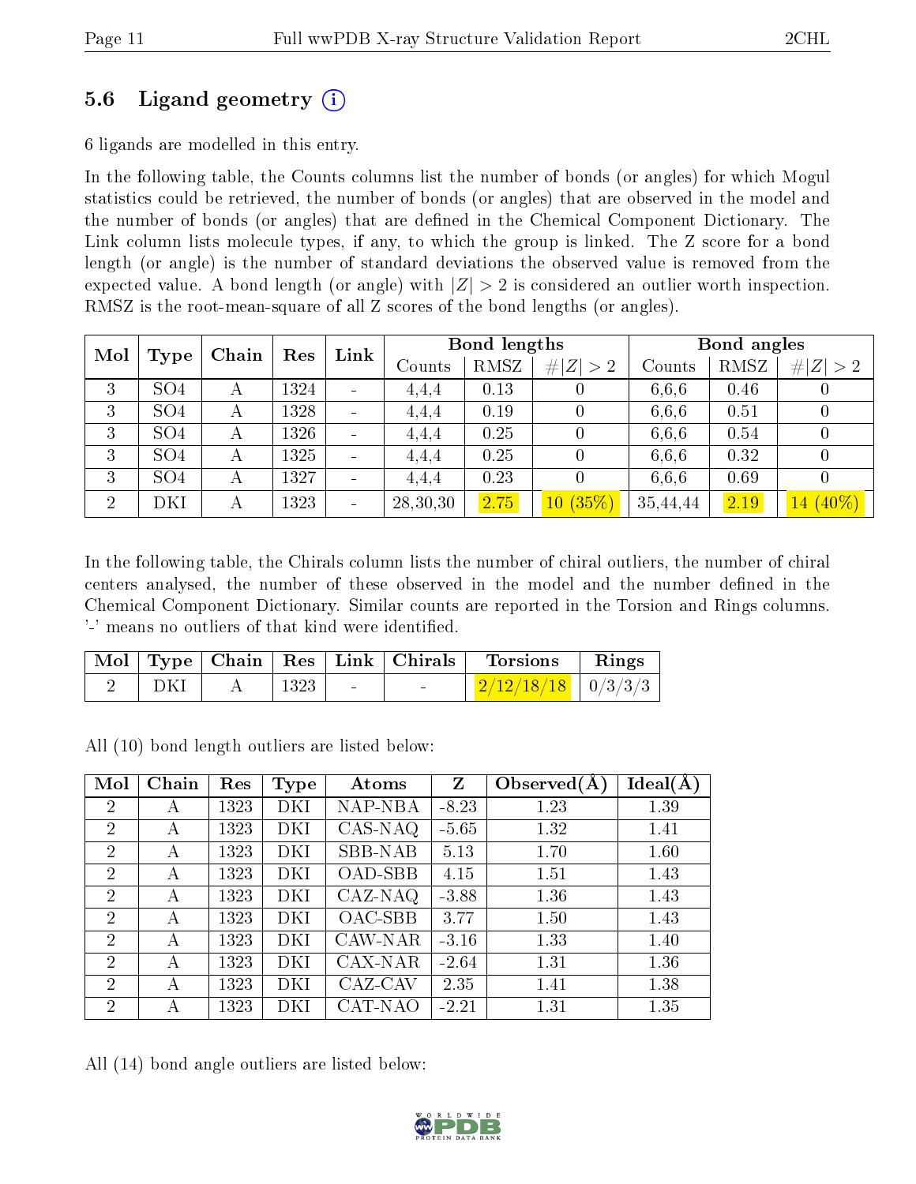## 5.6 Ligand geometry (i)

6 ligands are modelled in this entry.

In the following table, the Counts columns list the number of bonds (or angles) for which Mogul statistics could be retrieved, the number of bonds (or angles) that are observed in the model and the number of bonds (or angles) that are defined in the Chemical Component Dictionary. The Link column lists molecule types, if any, to which the group is linked. The Z score for a bond length (or angle) is the number of standard deviations the observed value is removed from the expected value. A bond length (or angle) with $|Z| > 2$ is considered an outlier worth inspection. RMSZ is the root-mean-square of all Z scores of the bond lengths (or angles).

| Mol | Type | Chain | Res | Link | Bond lengths | | | Bond angles | | |
|---|---|---|---|---|---|---|---|---|---|---|
| | | | | | Counts | RMSZ | $\#\|Z\|>2$ | Counts | RMSZ | $\#\|Z\|>2$ |
| 3 | SO4 | A | 1324 | - | 4,4,4 | 0.13 | 0 | 6,6,6 | 0.46 | 0 |
| 3 | SO4 | A | 1328 | - | 4,4,4 | 0.19 | 0 | 6,6,6 | 0.51 | 0 |
| 3 | SO4 | A | 1326 | - | 4,4,4 | 0.25 | 0 | 6,6,6 | 0.54 | 0 |
| 3 | SO4 | A | 1325 | - | 4,4,4 | 0.25 | 0 | 6,6,6 | 0.32 | 0 |
| 3 | SO4 | A | 1327 | - | 4,4,4 | 0.23 | 0 | 6,6,6 | 0.69 | 0 |
| 2 | DKI | A | 1323 | - | 28,30,30 | 2.75 | 10 (35%) | 35,44,44 | 2.19 | 14 (40%) |

In the following table, the Chirals column lists the number of chiral outliers, the number of chiral centers analysed, the number of these observed in the model and the number defined in the Chemical Component Dictionary. Similar counts are reported in the Torsion and Rings columns. '-' means no outliers of that kind were identified.

| Mol | Type | Chain | Res | Link | Chirals | Torsions | Rings |
|---|---|---|---|---|---|---|---|
| 2 | DKI | A | 1323 | - | - | 2/12/18/18 | 0/3/3/3 |

All (10) bond length outliers are listed below:

| Mol | Chain | Res | Type | Atoms | Z | Observed(Å) | Ideal(Å) |
|---|---|---|---|---|---|---|---|
| 2 | A | 1323 | DKI | NAP-NBA | -8.23 | 1.23 | 1.39 |
| 2 | A | 1323 | DKI | CAS-NAQ | -5.65 | 1.32 | 1.41 |
| 2 | A | 1323 | DKI | SBB-NAB | 5.13 | 1.70 | 1.60 |
| 2 | A | 1323 | DKI | OAD-SBB | 4.15 | 1.51 | 1.43 |
| 2 | A | 1323 | DKI | CAZ-NAQ | -3.88 | 1.36 | 1.43 |
| 2 | A | 1323 | DKI | OAC-SBB | 3.77 | 1.50 | 1.43 |
| 2 | A | 1323 | DKI | CAW-NAR | -3.16 | 1.33 | 1.40 |
| 2 | A | 1323 | DKI | CAX-NAR | -2.64 | 1.31 | 1.36 |
| 2 | A | 1323 | DKI | CAZ-CAV | 2.35 | 1.41 | 1.38 |
| 2 | A | 1323 | DKI | CAT-NAO | -2.21 | 1.31 | 1.35 |

All (14) bond angle outliers are listed below: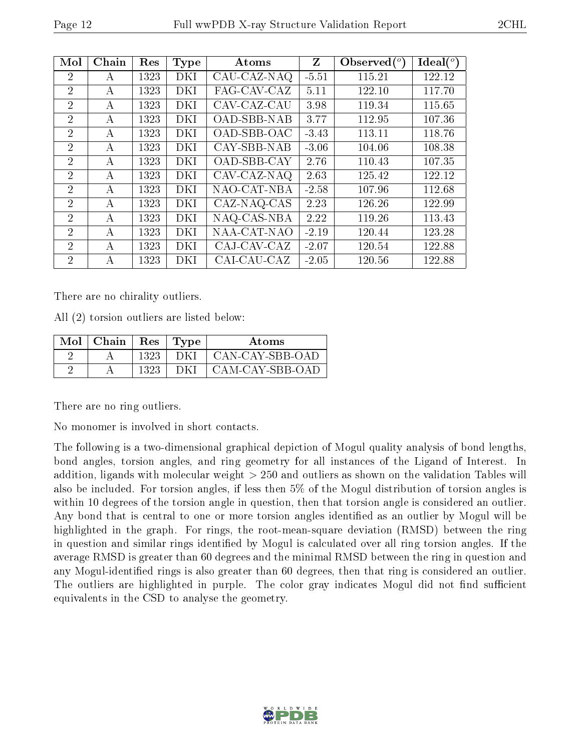| Mol | Chain | Res | Type | Atoms | Z | Observed(°) | Ideal(°) |
|---|---|---|---|---|---|---|---|
| 2 | A | 1323 | DKI | CAU-CAZ-NAQ | -5.51 | 115.21 | 122.12 |
| 2 | A | 1323 | DKI | FAG-CAV-CAZ | 5.11 | 122.10 | 117.70 |
| 2 | A | 1323 | DKI | CAV-CAZ-CAU | 3.98 | 119.34 | 115.65 |
| 2 | A | 1323 | DKI | OAD-SBB-NAB | 3.77 | 112.95 | 107.36 |
| 2 | A | 1323 | DKI | OAD-SBB-OAC | -3.43 | 113.11 | 118.76 |
| 2 | A | 1323 | DKI | CAY-SBB-NAB | -3.06 | 104.06 | 108.38 |
| 2 | A | 1323 | DKI | OAD-SBB-CAY | 2.76 | 110.43 | 107.35 |
| 2 | A | 1323 | DKI | CAV-CAZ-NAQ | 2.63 | 125.42 | 122.12 |
| 2 | A | 1323 | DKI | NAO-CAT-NBA | -2.58 | 107.96 | 112.68 |
| 2 | A | 1323 | DKI | CAZ-NAQ-CAS | 2.23 | 126.26 | 122.99 |
| 2 | A | 1323 | DKI | NAQ-CAS-NBA | 2.22 | 119.26 | 113.43 |
| 2 | A | 1323 | DKI | NAA-CAT-NAO | -2.19 | 120.44 | 123.28 |
| 2 | A | 1323 | DKI | CAJ-CAV-CAZ | -2.07 | 120.54 | 122.88 |
| 2 | A | 1323 | DKI | CAI-CAU-CAZ | -2.05 | 120.56 | 122.88 |

There are no chirality outliers.

All (2) torsion outliers are listed below:

| Mol | Chain | Res | Type | Atoms |
|---|---|---|---|---|
| 2 | A | 1323 | DKI | CAN-CAY-SBB-OAD |
| 2 | A | 1323 | DKI | CAM-CAY-SBB-OAD |

There are no ring outliers.

No monomer is involved in short contacts.

The following is a two-dimensional graphical depiction of Mogul quality analysis of bond lengths, bond angles, torsion angles, and ring geometry for all instances of the Ligand of Interest. In addition, ligands with molecular weight > 250 and outliers as shown on the validation Tables will also be included. For torsion angles, if less then 5% of the Mogul distribution of torsion angles is within 10 degrees of the torsion angle in question, then that torsion angle is considered an outlier. Any bond that is central to one or more torsion angles identified as an outlier by Mogul will be highlighted in the graph. For rings, the root-mean-square deviation (RMSD) between the ring in question and similar rings identified by Mogul is calculated over all ring torsion angles. If the average RMSD is greater than 60 degrees and the minimal RMSD between the ring in question and any Mogul-identified rings is also greater than 60 degrees, then that ring is considered an outlier. The outliers are highlighted in purple. The color gray indicates Mogul did not find sufficient equivalents in the CSD to analyse the geometry.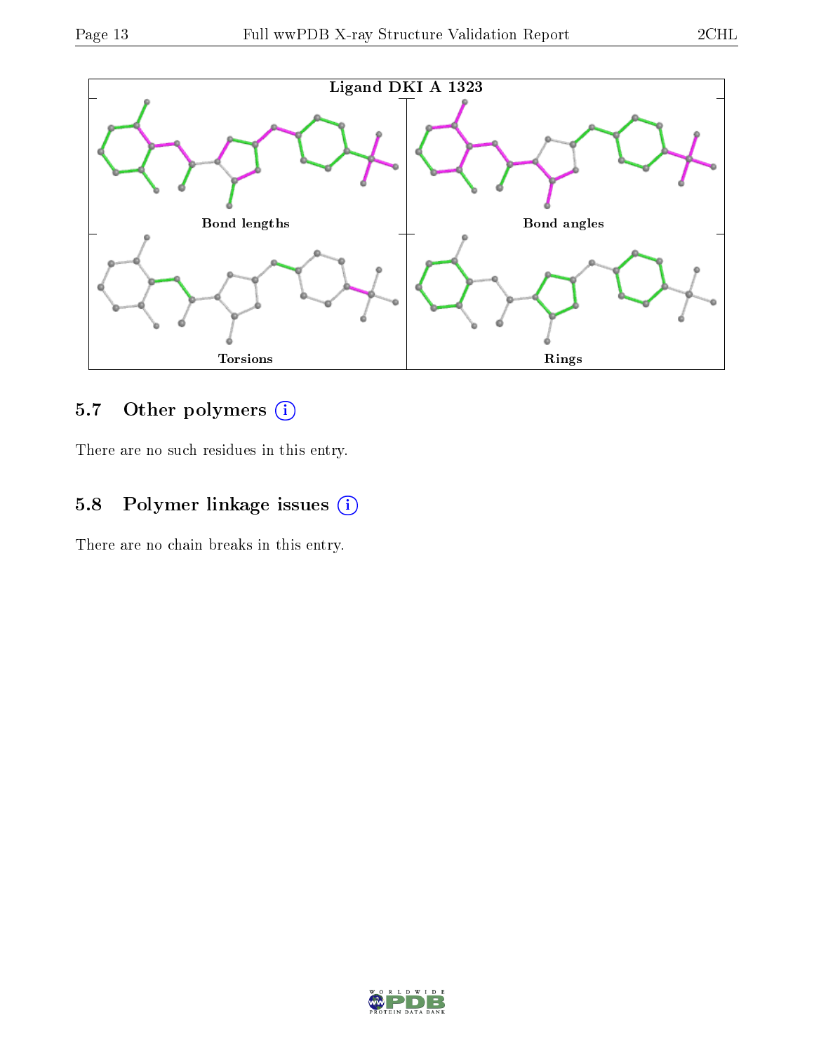Ligand DKI A 1323

Bond lengths

Bond angles

Torsions

Rings

### 5.7 Other polymers (i)

There are no such residues in this entry.

### 5.8 Polymer linkage issues (i)

There are no chain breaks in this entry.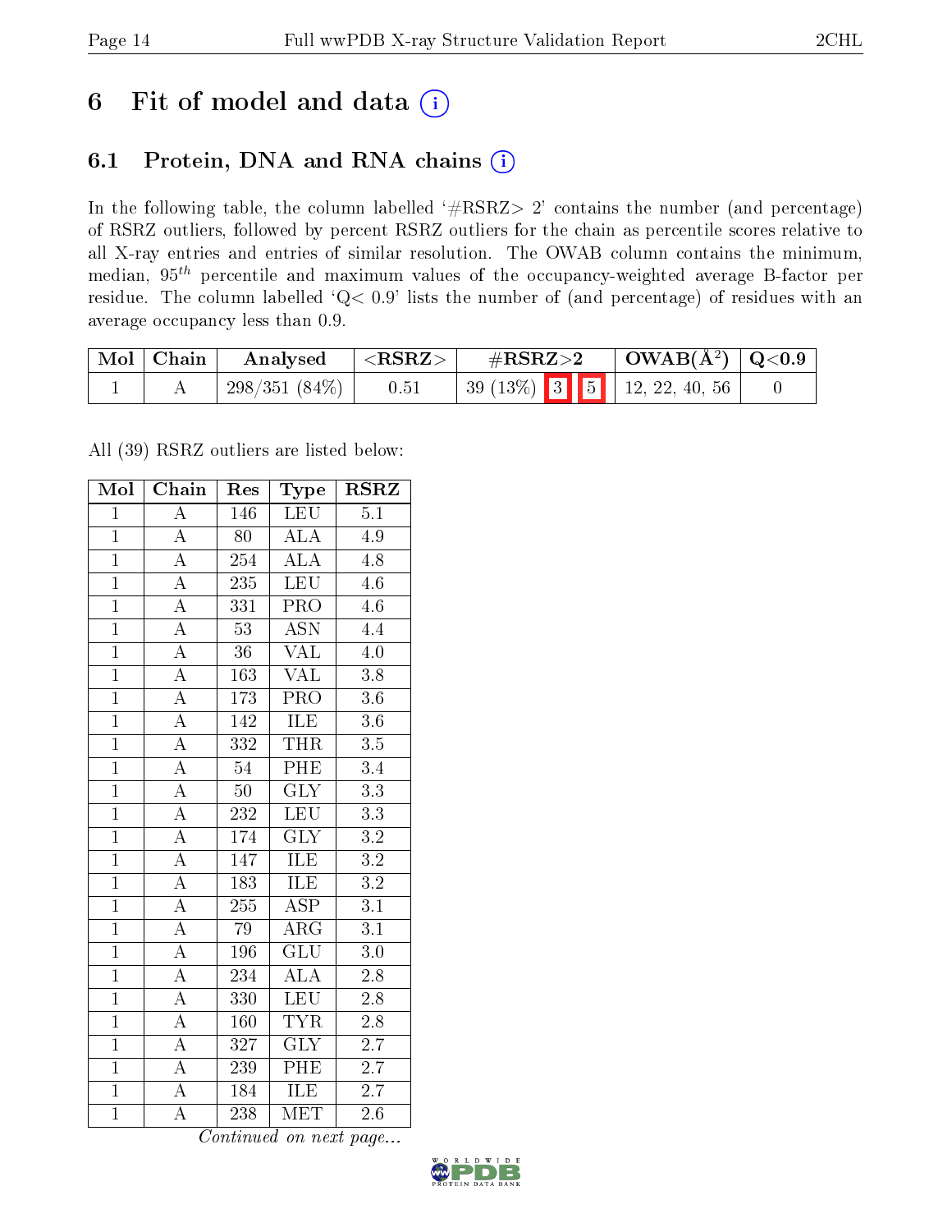# 6 Fit of model and data (i)

## 6.1 Protein, DNA and RNA chains (i)

In the following table, the column labelled '#RSRZ> 2' contains the number (and percentage) of RSRZ outliers, followed by percent RSRZ outliers for the chain as percentile scores relative to all X-ray entries and entries of similar resolution. The OWAB column contains the minimum, median, $95^{th}$ percentile and maximum values of the occupancy-weighted average B-factor per residue. The column labelled 'Q< 0.9' lists the number of (and percentage) of residues with an average occupancy less than 0.9.

| Mol | Chain | Analysed | <RSRZ> | #RSRZ>2 | OWAB(Å$^2$) | Q<0.9 |
|---|---|---|---|---|---|---|
| 1 | A | 298/351 (84%) | 0.51 | 39 (13%) 3 5 | 12, 22, 40, 56 | 0 |

All (39) RSRZ outliers are listed below:

| Mol | Chain | Res | Type | RSRZ |
|---|---|---|---|---|
| 1 | A | 146 | LEU | 5.1 |
| 1 | A | 80 | ALA | 4.9 |
| 1 | A | 254 | ALA | 4.8 |
| 1 | A | 235 | LEU | 4.6 |
| 1 | A | 331 | PRO | 4.6 |
| 1 | A | 53 | ASN | 4.4 |
| 1 | A | 36 | VAL | 4.0 |
| 1 | A | 163 | VAL | 3.8 |
| 1 | A | 173 | PRO | 3.6 |
| 1 | A | 142 | ILE | 3.6 |
| 1 | A | 332 | THR | 3.5 |
| 1 | A | 54 | PHE | 3.4 |
| 1 | A | 50 | GLY | 3.3 |
| 1 | A | 232 | LEU | 3.3 |
| 1 | A | 174 | GLY | 3.2 |
| 1 | A | 147 | ILE | 3.2 |
| 1 | A | 183 | ILE | 3.2 |
| 1 | A | 255 | ASP | 3.1 |
| 1 | A | 79 | ARG | 3.1 |
| 1 | A | 196 | GLU | 3.0 |
| 1 | A | 234 | ALA | 2.8 |
| 1 | A | 330 | LEU | 2.8 |
| 1 | A | 160 | TYR | 2.8 |
| 1 | A | 327 | GLY | 2.7 |
| 1 | A | 239 | PHE | 2.7 |
| 1 | A | 184 | ILE | 2.7 |
| 1 | A | 238 | MET | 2.6 |

*Continued on next page...*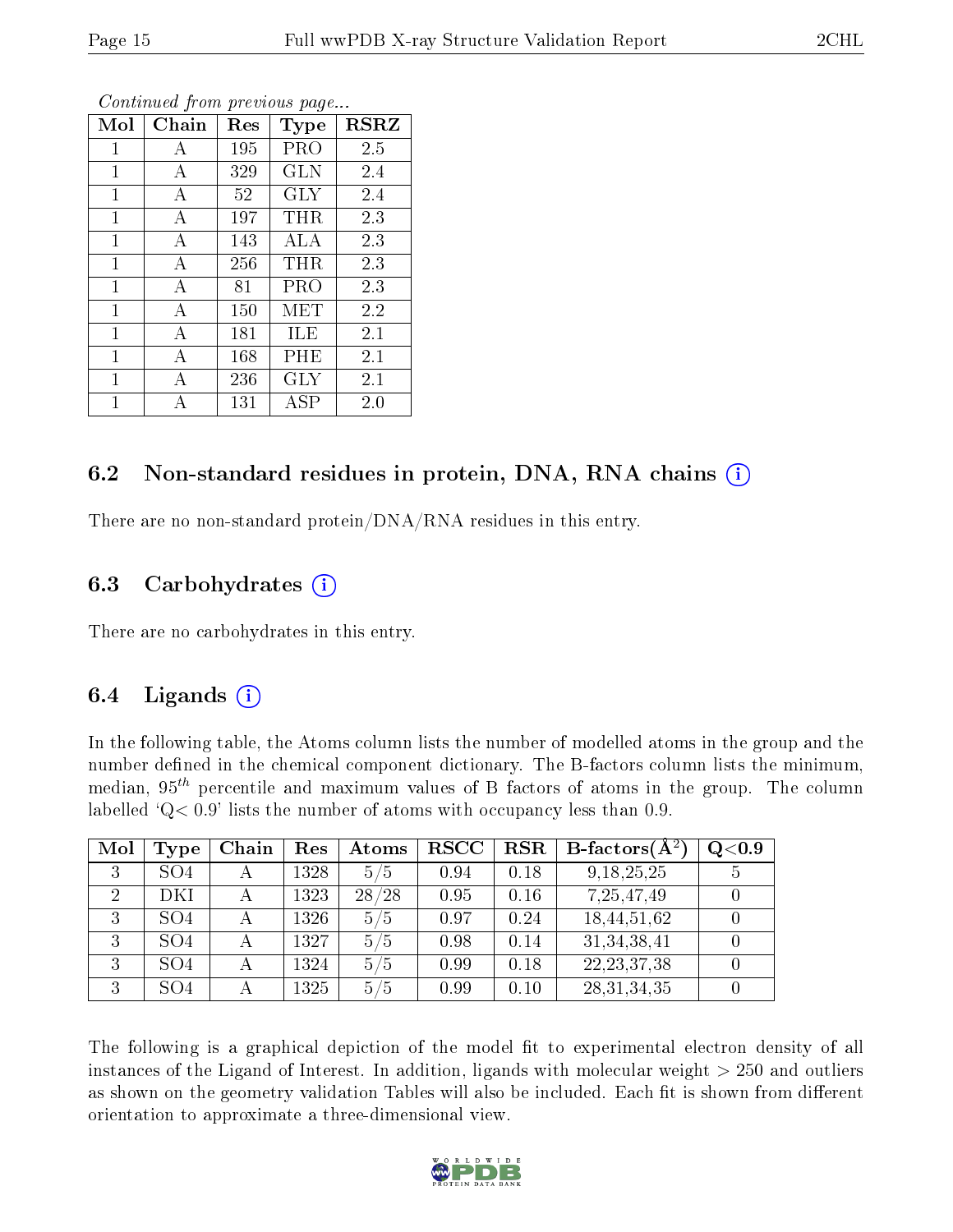*Continued from previous page...*

| Mol | Chain | Res | Type | RSRZ |
|---|---|---|---|---|
| 1 | A | 195 | PRO | 2.5 |
| 1 | A | 329 | GLN | 2.4 |
| 1 | A | 52 | GLY | 2.4 |
| 1 | A | 197 | THR | 2.3 |
| 1 | A | 143 | ALA | 2.3 |
| 1 | A | 256 | THR | 2.3 |
| 1 | A | 81 | PRO | 2.3 |
| 1 | A | 150 | MET | 2.2 |
| 1 | A | 181 | ILE | 2.1 |
| 1 | A | 168 | PHE | 2.1 |
| 1 | A | 236 | GLY | 2.1 |
| 1 | A | 131 | ASP | 2.0 |

## 6.2 Non-standard residues in protein, DNA, RNA chains

There are no non-standard protein/DNA/RNA residues in this entry.

## 6.3 Carbohydrates

There are no carbohydrates in this entry.

## 6.4 Ligands

In the following table, the Atoms column lists the number of modelled atoms in the group and the number defined in the chemical component dictionary. The B-factors column lists the minimum, median, $95^{th}$ percentile and maximum values of B factors of atoms in the group. The column labelled 'Q< 0.9' lists the number of atoms with occupancy less than 0.9.

| Mol | Type | Chain | Res | Atoms | RSCC | RSR | B-factors($Å^2$) | Q<0.9 |
|---|---|---|---|---|---|---|---|---|
| 3 | SO4 | A | 1328 | 5/5 | 0.94 | 0.18 | 9,18,25,25 | 5 |
| 2 | DKI | A | 1323 | 28/28 | 0.95 | 0.16 | 7,25,47,49 | 0 |
| 3 | SO4 | A | 1326 | 5/5 | 0.97 | 0.24 | 18,44,51,62 | 0 |
| 3 | SO4 | A | 1327 | 5/5 | 0.98 | 0.14 | 31,34,38,41 | 0 |
| 3 | SO4 | A | 1324 | 5/5 | 0.99 | 0.18 | 22,23,37,38 | 0 |
| 3 | SO4 | A | 1325 | 5/5 | 0.99 | 0.10 | 28,31,34,35 | 0 |

The following is a graphical depiction of the model fit to experimental electron density of all instances of the Ligand of Interest. In addition, ligands with molecular weight > 250 and outliers as shown on the geometry validation Tables will also be included. Each fit is shown from different orientation to approximate a three-dimensional view.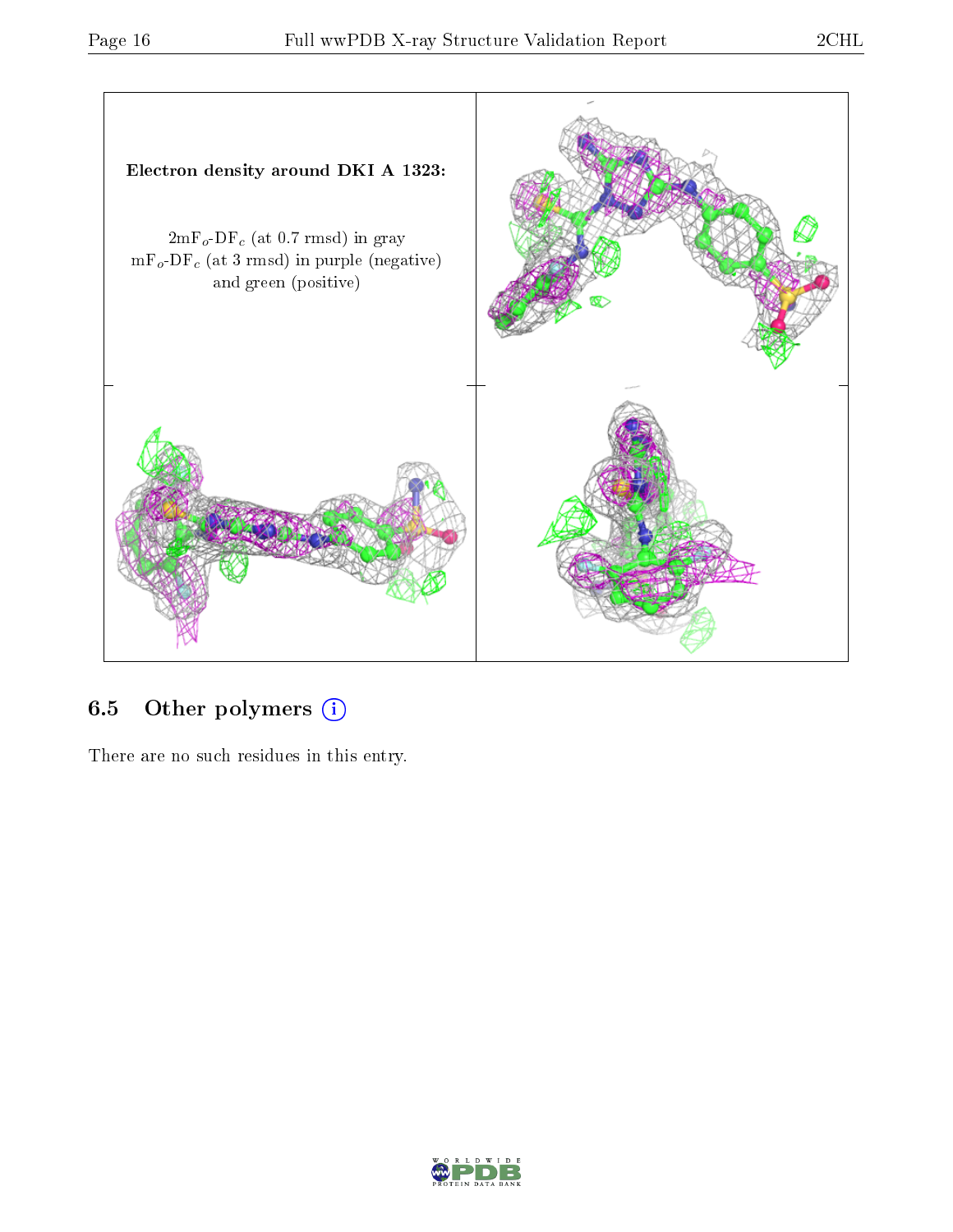**Electron density around DKI A 1323:**

$2mF_o$-$DF_c$ (at 0.7 rmsd) in gray
$mF_o$-$DF_c$ (at 3 rmsd) in purple (negative)
and green (positive)

### 6.5 Other polymers

There are no such residues in this entry.